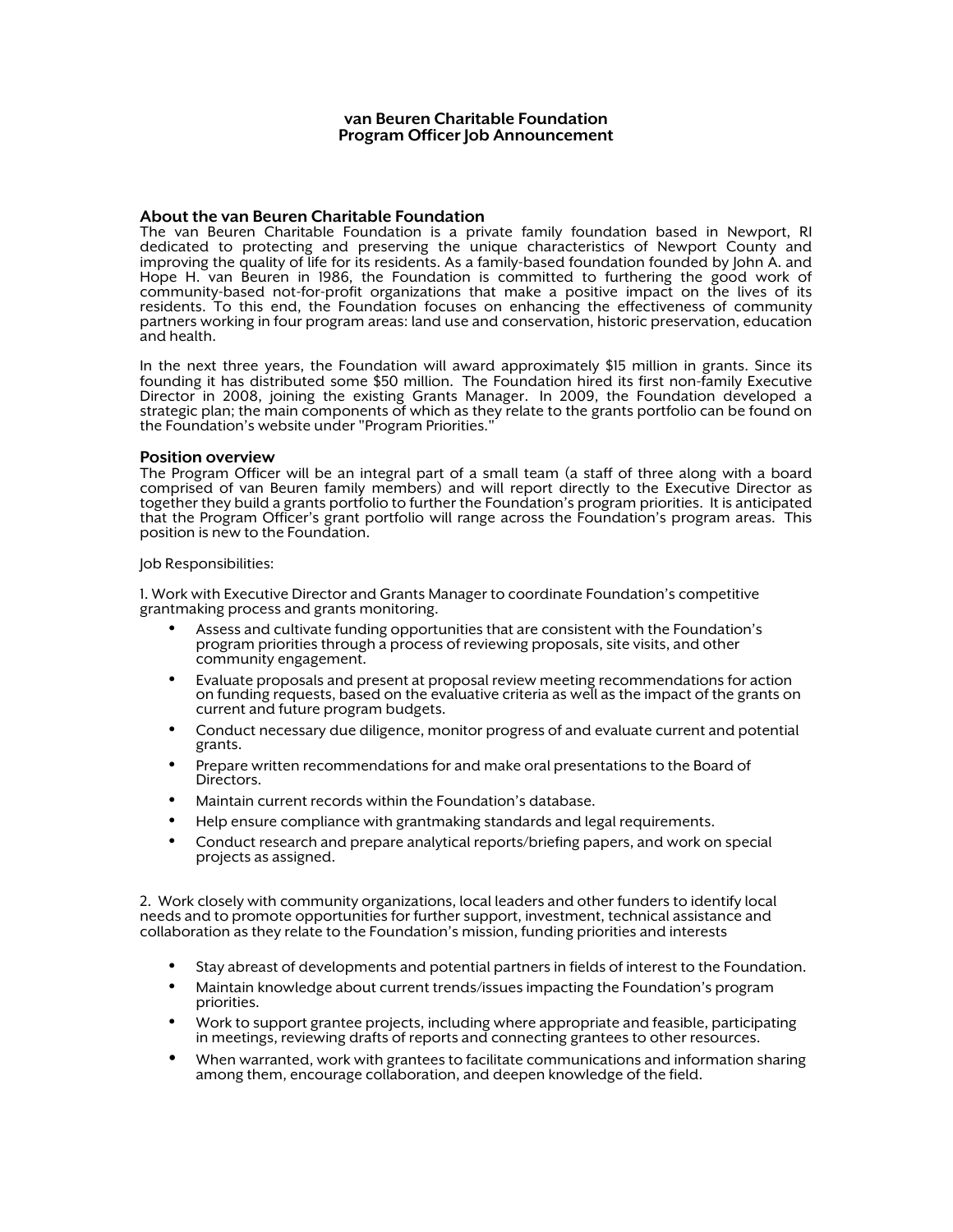# van Beuren Charitable Foundation
# Program Officer Job Announcement

## About the van Beuren Charitable Foundation

The van Beuren Charitable Foundation is a private family foundation based in Newport, RI dedicated to protecting and preserving the unique characteristics of Newport County and improving the quality of life for its residents. As a family-based foundation founded by John A. and Hope H. van Beuren in 1986, the Foundation is committed to furthering the good work of community-based not-for-profit organizations that make a positive impact on the lives of its residents. To this end, the Foundation focuses on enhancing the effectiveness of community partners working in four program areas: land use and conservation, historic preservation, education and health.

In the next three years, the Foundation will award approximately $15 million in grants. Since its founding it has distributed some $50 million. The Foundation hired its first non-family Executive Director in 2008, joining the existing Grants Manager. In 2009, the Foundation developed a strategic plan; the main components of which as they relate to the grants portfolio can be found on the Foundation's website under "Program Priorities."

## Position overview

The Program Officer will be an integral part of a small team (a staff of three along with a board comprised of van Beuren family members) and will report directly to the Executive Director as together they build a grants portfolio to further the Foundation's program priorities. It is anticipated that the Program Officer's grant portfolio will range across the Foundation's program areas. This position is new to the Foundation.

Job Responsibilities:

1. Work with Executive Director and Grants Manager to coordinate Foundation's competitive grantmaking process and grants monitoring.
   - Assess and cultivate funding opportunities that are consistent with the Foundation's program priorities through a process of reviewing proposals, site visits, and other community engagement.
   - Evaluate proposals and present at proposal review meeting recommendations for action on funding requests, based on the evaluative criteria as well as the impact of the grants on current and future program budgets.
   - Conduct necessary due diligence, monitor progress of and evaluate current and potential grants.
   - Prepare written recommendations for and make oral presentations to the Board of Directors.
   - Maintain current records within the Foundation's database.
   - Help ensure compliance with grantmaking standards and legal requirements.
   - Conduct research and prepare analytical reports/briefing papers, and work on special projects as assigned.

2. Work closely with community organizations, local leaders and other funders to identify local needs and to promote opportunities for further support, investment, technical assistance and collaboration as they relate to the Foundation's mission, funding priorities and interests
   - Stay abreast of developments and potential partners in fields of interest to the Foundation.
   - Maintain knowledge about current trends/issues impacting the Foundation's program priorities.
   - Work to support grantee projects, including where appropriate and feasible, participating in meetings, reviewing drafts of reports and connecting grantees to other resources.
   - When warranted, work with grantees to facilitate communications and information sharing among them, encourage collaboration, and deepen knowledge of the field.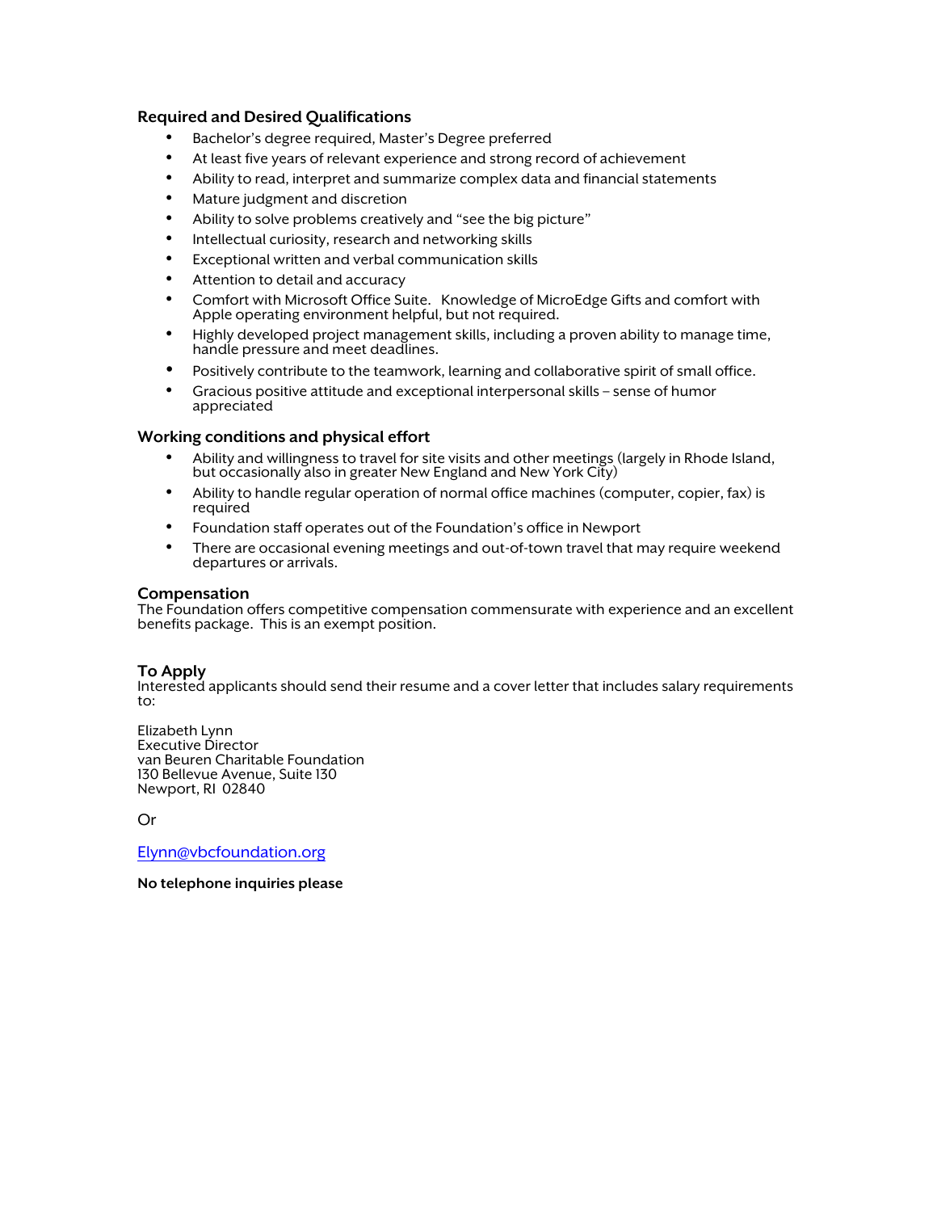### Required and Desired Qualifications

- Bachelor's degree required, Master's Degree preferred
- At least five years of relevant experience and strong record of achievement
- Ability to read, interpret and summarize complex data and financial statements
- Mature judgment and discretion
- Ability to solve problems creatively and "see the big picture"
- Intellectual curiosity, research and networking skills
- Exceptional written and verbal communication skills
- Attention to detail and accuracy
- Comfort with Microsoft Office Suite. Knowledge of MicroEdge Gifts and comfort with Apple operating environment helpful, but not required.
- Highly developed project management skills, including a proven ability to manage time, handle pressure and meet deadlines.
- Positively contribute to the teamwork, learning and collaborative spirit of small office.
- Gracious positive attitude and exceptional interpersonal skills – sense of humor appreciated

### Working conditions and physical effort

- Ability and willingness to travel for site visits and other meetings (largely in Rhode Island, but occasionally also in greater New England and New York City)
- Ability to handle regular operation of normal office machines (computer, copier, fax) is required
- Foundation staff operates out of the Foundation's office in Newport
- There are occasional evening meetings and out-of-town travel that may require weekend departures or arrivals.

### Compensation

The Foundation offers competitive compensation commensurate with experience and an excellent benefits package. This is an exempt position.

### To Apply

Interested applicants should send their resume and a cover letter that includes salary requirements to:

Elizabeth Lynn
Executive Director
van Beuren Charitable Foundation
130 Bellevue Avenue, Suite 130
Newport, RI 02840

Or

Elynn@vbcfoundation.org

**No telephone inquiries please**